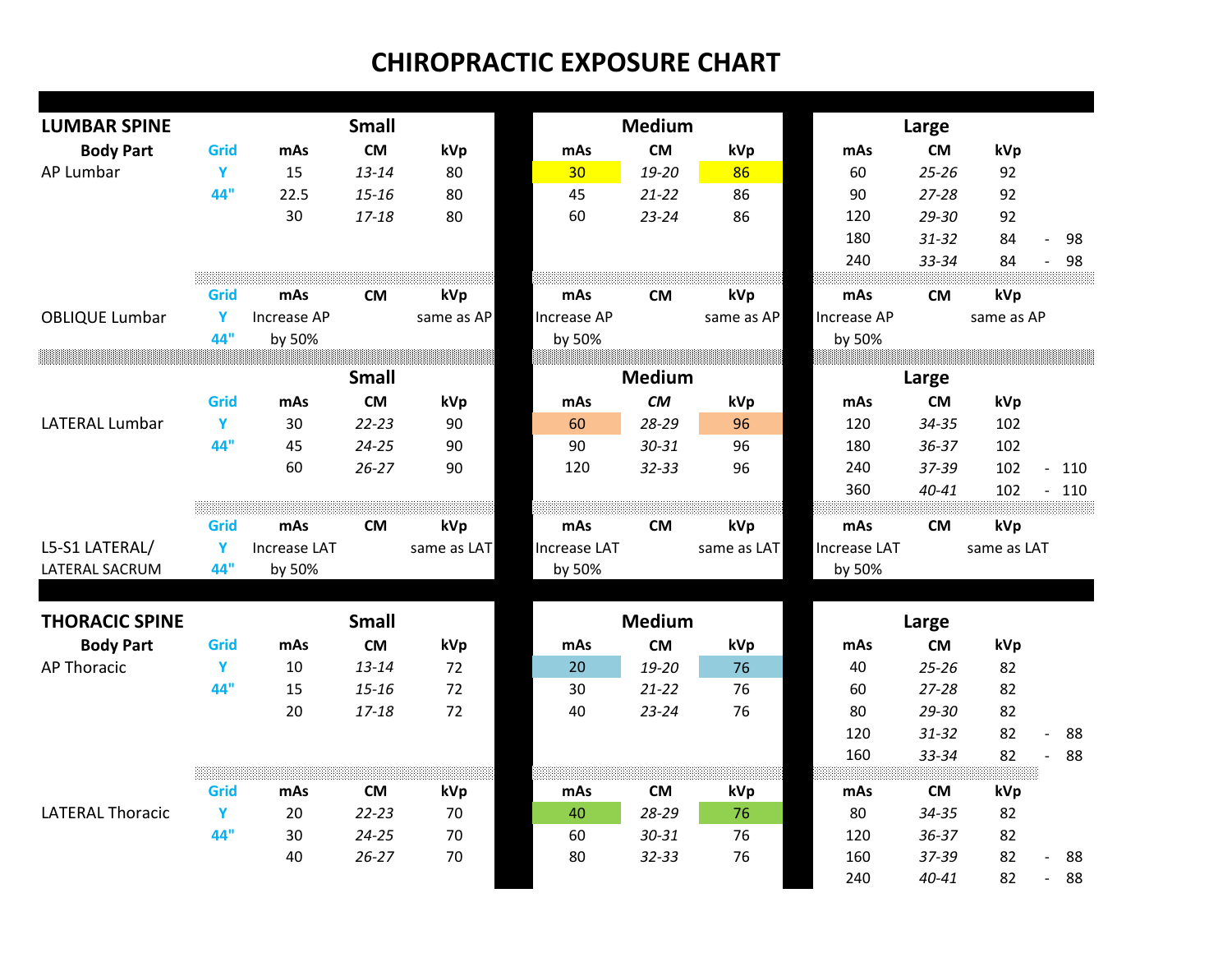# CHIROPRACTIC EXPOSURE CHART

## LUMBAR SPINE

| Body Part | Grid | Small mAs | Small CM | Small kVp | Medium mAs | Medium CM | Medium kVp | Large mAs | Large CM | Large kVp |
|---|---|---|---|---|---|---|---|---|---|---|
| AP Lumbar | Y | 15 | *13-14* | 80 | 30 | *19-20* | 86 | 60 | *25-26* | 92 |
| | 44" | 22.5 | *15-16* | 80 | 45 | *21-22* | 86 | 90 | *27-28* | 92 |
| | | 30 | *17-18* | 80 | 60 | *23-24* | 86 | 120 | *29-30* | 92 |
| | | | | | | | | 180 | *31-32* | 84 - 98 |
| | | | | | | | | 240 | *33-34* | 84 - 98 |

| Body Part | Grid | Small mAs | Small CM | Small kVp | Medium mAs | Medium CM | Medium kVp | Large mAs | Large CM | Large kVp |
|---|---|---|---|---|---|---|---|---|---|---|
| OBLIQUE Lumbar | Y | Increase AP | | same as AP | Increase AP | | same as AP | Increase AP | | same as AP |
| | 44" | by 50% | | | by 50% | | | by 50% | | |

| Body Part | Grid | Small mAs | Small CM | Small kVp | Medium mAs | Medium CM | Medium kVp | Large mAs | Large CM | Large kVp |
|---|---|---|---|---|---|---|---|---|---|---|
| LATERAL Lumbar | Y | 30 | *22-23* | 90 | 60 | *28-29* | 96 | 120 | *34-35* | 102 |
| | 44" | 45 | *24-25* | 90 | 90 | *30-31* | 96 | 180 | *36-37* | 102 |
| | | 60 | *26-27* | 90 | 120 | *32-33* | 96 | 240 | *37-39* | 102 - 110 |
| | | | | | | | | 360 | *40-41* | 102 - 110 |

| Body Part | Grid | Small mAs | Small CM | Small kVp | Medium mAs | Medium CM | Medium kVp | Large mAs | Large CM | Large kVp |
|---|---|---|---|---|---|---|---|---|---|---|
| L5-S1 LATERAL/ | Y | Increase LAT | | same as LAT | Increase LAT | | same as LAT | Increase LAT | | same as LAT |
| LATERAL SACRUM | 44" | by 50% | | | by 50% | | | by 50% | | |

## THORACIC SPINE

| Body Part | Grid | Small mAs | Small CM | Small kVp | Medium mAs | Medium CM | Medium kVp | Large mAs | Large CM | Large kVp |
|---|---|---|---|---|---|---|---|---|---|---|
| AP Thoracic | Y | 10 | *13-14* | 72 | 20 | *19-20* | 76 | 40 | *25-26* | 82 |
| | 44" | 15 | *15-16* | 72 | 30 | *21-22* | 76 | 60 | *27-28* | 82 |
| | | 20 | *17-18* | 72 | 40 | *23-24* | 76 | 80 | *29-30* | 82 |
| | | | | | | | | 120 | *31-32* | 82 - 88 |
| | | | | | | | | 160 | *33-34* | 82 - 88 |

| Body Part | Grid | Small mAs | Small CM | Small kVp | Medium mAs | Medium CM | Medium kVp | Large mAs | Large CM | Large kVp |
|---|---|---|---|---|---|---|---|---|---|---|
| LATERAL Thoracic | Y | 20 | *22-23* | 70 | 40 | *28-29* | 76 | 80 | *34-35* | 82 |
| | 44" | 30 | *24-25* | 70 | 60 | *30-31* | 76 | 120 | *36-37* | 82 |
| | | 40 | *26-27* | 70 | 80 | *32-33* | 76 | 160 | *37-39* | 82 - 88 |
| | | | | | | | | 240 | *40-41* | 82 - 88 |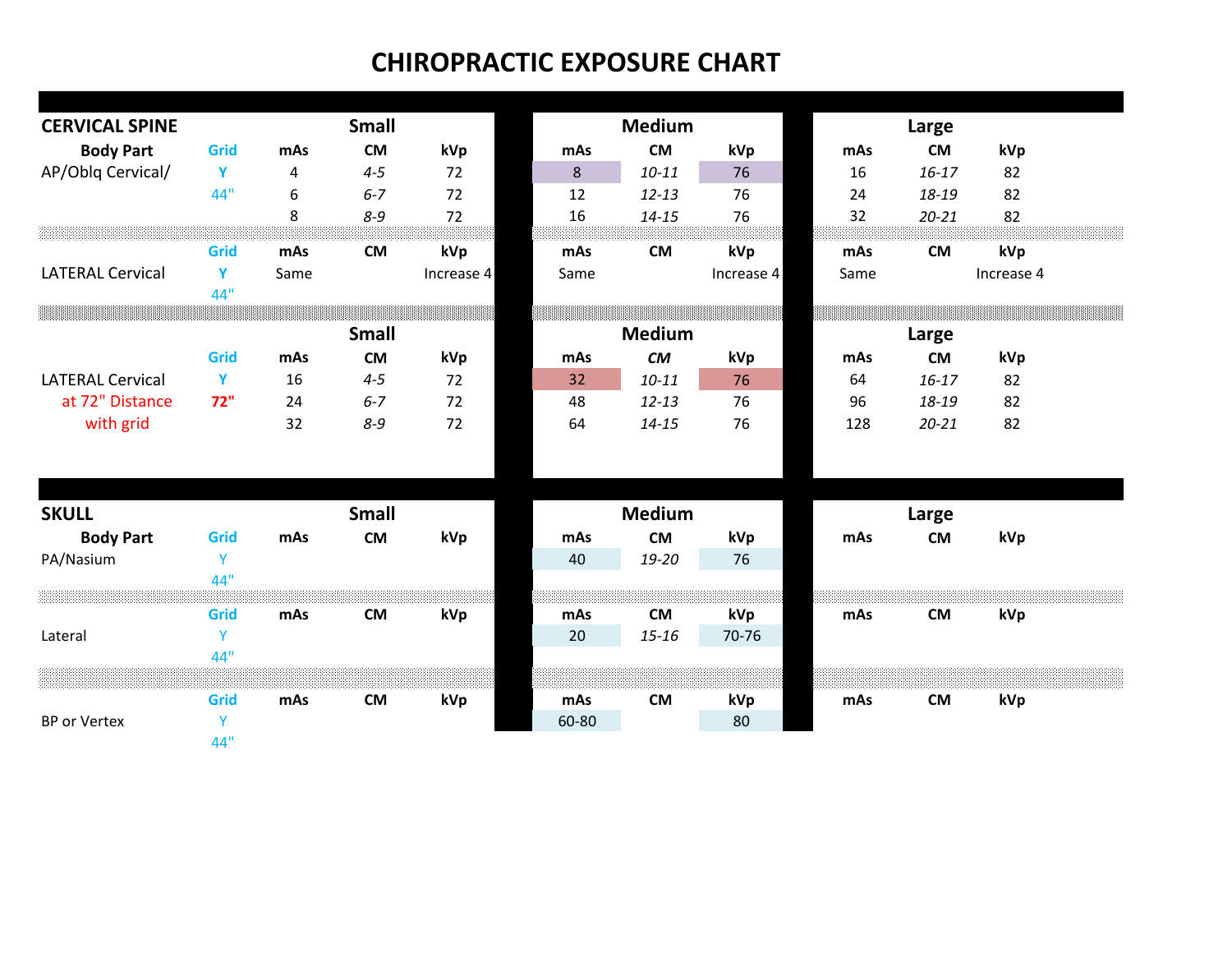# CHIROPRACTIC EXPOSURE CHART

## CERVICAL SPINE

| Body Part | Grid | Small mAs | Small CM | Small kVp | Medium mAs | Medium CM | Medium kVp | Large mAs | Large CM | Large kVp |
|---|---|---|---|---|---|---|---|---|---|---|
| AP/Oblq Cervical/ | Y | 4 | *4-5* | 72 | 8 | *10-11* | 76 | 16 | *16-17* | 82 |
| | 44" | 6 | *6-7* | 72 | 12 | *12-13* | 76 | 24 | *18-19* | 82 |
| | | 8 | *8-9* | 72 | 16 | *14-15* | 76 | 32 | *20-21* | 82 |

| | Grid | Small mAs | Small CM | Small kVp | Medium mAs | Medium CM | Medium kVp | Large mAs | Large CM | Large kVp |
|---|---|---|---|---|---|---|---|---|---|---|
| LATERAL Cervical | Y | Same | | Increase 4 | Same | | Increase 4 | Same | | Increase 4 |
| | 44" | | | | | | | | | |

| | Grid | Small mAs | Small CM | Small kVp | Medium mAs | Medium CM | Medium kVp | Large mAs | Large CM | Large kVp |
|---|---|---|---|---|---|---|---|---|---|---|
| LATERAL Cervical | Y | 16 | *4-5* | 72 | 32 | *10-11* | 76 | 64 | *16-17* | 82 |
| at 72" Distance | **72"** | 24 | *6-7* | 72 | 48 | *12-13* | 76 | 96 | *18-19* | 82 |
| with grid | | 32 | *8-9* | 72 | 64 | *14-15* | 76 | 128 | *20-21* | 82 |

## SKULL

| Body Part | Grid | Small mAs | Small CM | Small kVp | Medium mAs | Medium CM | Medium kVp | Large mAs | Large CM | Large kVp |
|---|---|---|---|---|---|---|---|---|---|---|
| PA/Nasium | Y | | | | 40 | *19-20* | 76 | | | |
| | 44" | | | | | | | | | |

| | Grid | Small mAs | Small CM | Small kVp | Medium mAs | Medium CM | Medium kVp | Large mAs | Large CM | Large kVp |
|---|---|---|---|---|---|---|---|---|---|---|
| Lateral | Y | | | | 20 | *15-16* | 70-76 | | | |
| | 44" | | | | | | | | | |

| | Grid | Small mAs | Small CM | Small kVp | Medium mAs | Medium CM | Medium kVp | Large mAs | Large CM | Large kVp |
|---|---|---|---|---|---|---|---|---|---|---|
| BP or Vertex | Y | | | | 60-80 | | 80 | | | |
| | 44" | | | | | | | | | |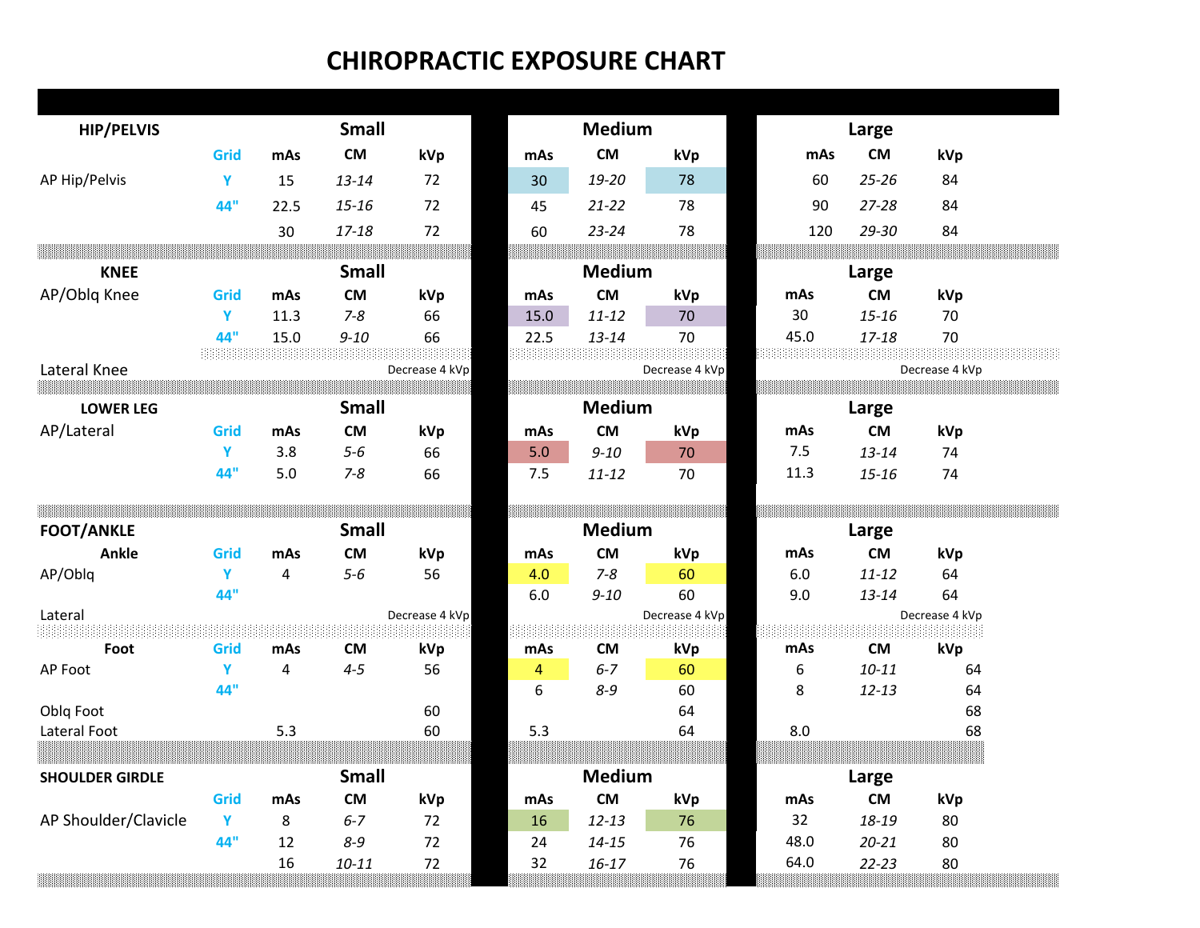# CHIROPRACTIC EXPOSURE CHART

| HIP/PELVIS | | Small | | | Medium | | | Large | | |
|---|---|---|---|---|---|---|---|---|---|---|
| | Grid | mAs | CM | kVp | mAs | CM | kVp | mAs | CM | kVp |
| AP Hip/Pelvis | Y | 15 | *13-14* | 72 | 30 | *19-20* | 78 | 60 | *25-26* | 84 |
| | 44" | 22.5 | *15-16* | 72 | 45 | *21-22* | 78 | 90 | *27-28* | 84 |
| | | 30 | *17-18* | 72 | 60 | *23-24* | 78 | 120 | *29-30* | 84 |

| KNEE | | Small | | | Medium | | | Large | | |
|---|---|---|---|---|---|---|---|---|---|---|
| AP/Oblq Knee | Grid | mAs | CM | kVp | mAs | CM | kVp | mAs | CM | kVp |
| | Y | 11.3 | *7-8* | 66 | 15.0 | *11-12* | 70 | 30 | *15-16* | 70 |
| | 44" | 15.0 | *9-10* | 66 | 22.5 | *13-14* | 70 | 45.0 | *17-18* | 70 |
| Lateral Knee | | | | Decrease 4 kVp | | | Decrease 4 kVp | | | Decrease 4 kVp |

| LOWER LEG | | Small | | | Medium | | | Large | | |
|---|---|---|---|---|---|---|---|---|---|---|
| AP/Lateral | Grid | mAs | CM | kVp | mAs | CM | kVp | mAs | CM | kVp |
| | Y | 3.8 | *5-6* | 66 | 5.0 | *9-10* | 70 | 7.5 | *13-14* | 74 |
| | 44" | 5.0 | *7-8* | 66 | 7.5 | *11-12* | 70 | 11.3 | *15-16* | 74 |

| FOOT/ANKLE | | Small | | | Medium | | | Large | | |
|---|---|---|---|---|---|---|---|---|---|---|
| Ankle | Grid | mAs | CM | kVp | mAs | CM | kVp | mAs | CM | kVp |
| AP/Oblq | Y | 4 | *5-6* | 56 | 4.0 | *7-8* | 60 | 6.0 | *11-12* | 64 |
| | 44" | | | | 6.0 | *9-10* | 60 | 9.0 | *13-14* | 64 |
| Lateral | | | | Decrease 4 kVp | | | Decrease 4 kVp | | | Decrease 4 kVp |
| Foot | Grid | mAs | CM | kVp | mAs | CM | kVp | mAs | CM | kVp |
| AP Foot | Y | 4 | *4-5* | 56 | 4 | *6-7* | 60 | 6 | *10-11* | 64 |
| | 44" | | | | 6 | *8-9* | 60 | 8 | *12-13* | 64 |
| Oblq Foot | | | | 60 | | | 64 | | | 68 |
| Lateral Foot | | 5.3 | | 60 | 5.3 | | 64 | 8.0 | | 68 |

| SHOULDER GIRDLE | | Small | | | Medium | | | Large | | |
|---|---|---|---|---|---|---|---|---|---|---|
| | Grid | mAs | CM | kVp | mAs | CM | kVp | mAs | CM | kVp |
| AP Shoulder/Clavicle | Y | 8 | *6-7* | 72 | 16 | *12-13* | 76 | 32 | *18-19* | 80 |
| | 44" | 12 | *8-9* | 72 | 24 | *14-15* | 76 | 48.0 | *20-21* | 80 |
| | | 16 | *10-11* | 72 | 32 | *16-17* | 76 | 64.0 | *22-23* | 80 |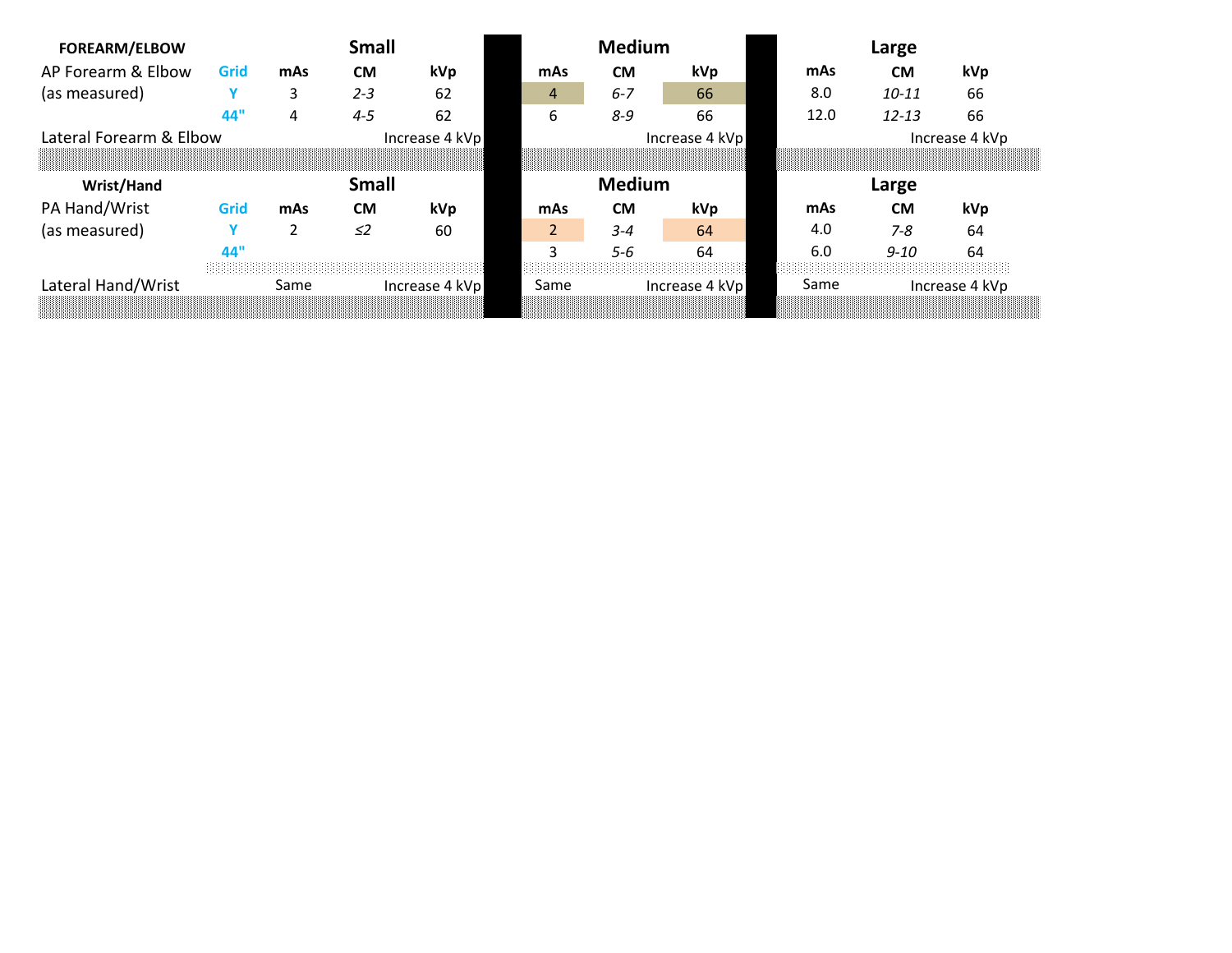| FOREARM/ELBOW | | Small | | | Medium | | | Large | | |
|---|---|---|---|---|---|---|---|---|---|---|
| AP Forearm & Elbow | Grid | mAs | CM | kVp | mAs | CM | kVp | mAs | CM | kVp |
| (as measured) | Y | 3 | *2-3* | 62 | 4 | *6-7* | 66 | 8.0 | *10-11* | 66 |
| | 44" | 4 | *4-5* | 62 | 6 | *8-9* | 66 | 12.0 | *12-13* | 66 |
| Lateral Forearm & Elbow | | | | Increase 4 kVp | | | Increase 4 kVp | | | Increase 4 kVp |

| Wrist/Hand | | Small | | | Medium | | | Large | | |
|---|---|---|---|---|---|---|---|---|---|---|
| PA Hand/Wrist | Grid | mAs | CM | kVp | mAs | CM | kVp | mAs | CM | kVp |
| (as measured) | Y | 2 | *≤2* | 60 | 2 | *3-4* | 64 | 4.0 | *7-8* | 64 |
| | 44" | | | | 3 | *5-6* | 64 | 6.0 | *9-10* | 64 |
| Lateral Hand/Wrist | | Same | | Increase 4 kVp | Same | | Increase 4 kVp | Same | | Increase 4 kVp |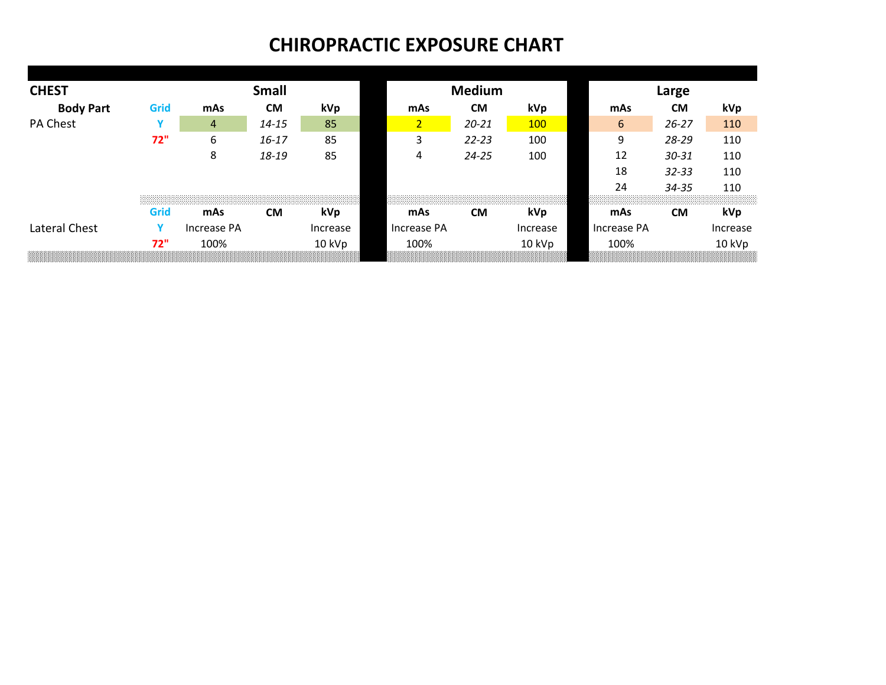# CHIROPRACTIC EXPOSURE CHART

| CHEST | | Small | | | Medium | | | Large | | |
|---|---|---|---|---|---|---|---|---|---|---|
| **Body Part** | **Grid** | **mAs** | **CM** | **kVp** | **mAs** | **CM** | **kVp** | **mAs** | **CM** | **kVp** |
| PA Chest | Y | 4 | *14-15* | 85 | 2 | *20-21* | 100 | 6 | *26-27* | 110 |
| | 72" | 6 | *16-17* | 85 | 3 | *22-23* | 100 | 9 | *28-29* | 110 |
| | | 8 | *18-19* | 85 | 4 | *24-25* | 100 | 12 | *30-31* | 110 |
| | | | | | | | | 18 | *32-33* | 110 |
| | | | | | | | | 24 | *34-35* | 110 |
| | **Grid** | **mAs** | **CM** | **kVp** | **mAs** | **CM** | **kVp** | **mAs** | **CM** | **kVp** |
| Lateral Chest | Y | Increase PA | | Increase | Increase PA | | Increase | Increase PA | | Increase |
| | 72" | 100% | | 10 kVp | 100% | | 10 kVp | 100% | | 10 kVp |